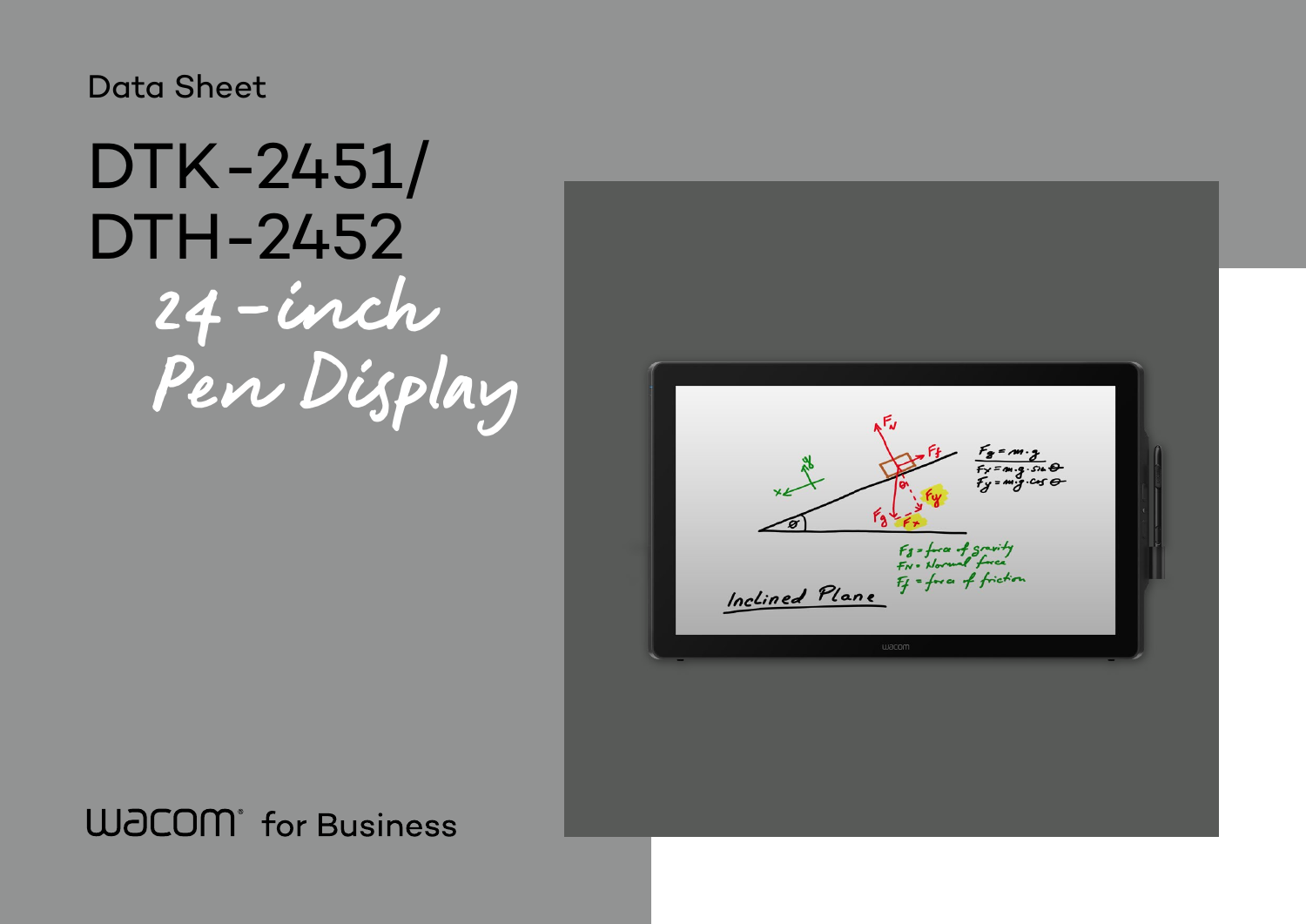Data Sheet

# DTK-2451/ DTH-2452

## 24-inch Pen Display

wacom® for Business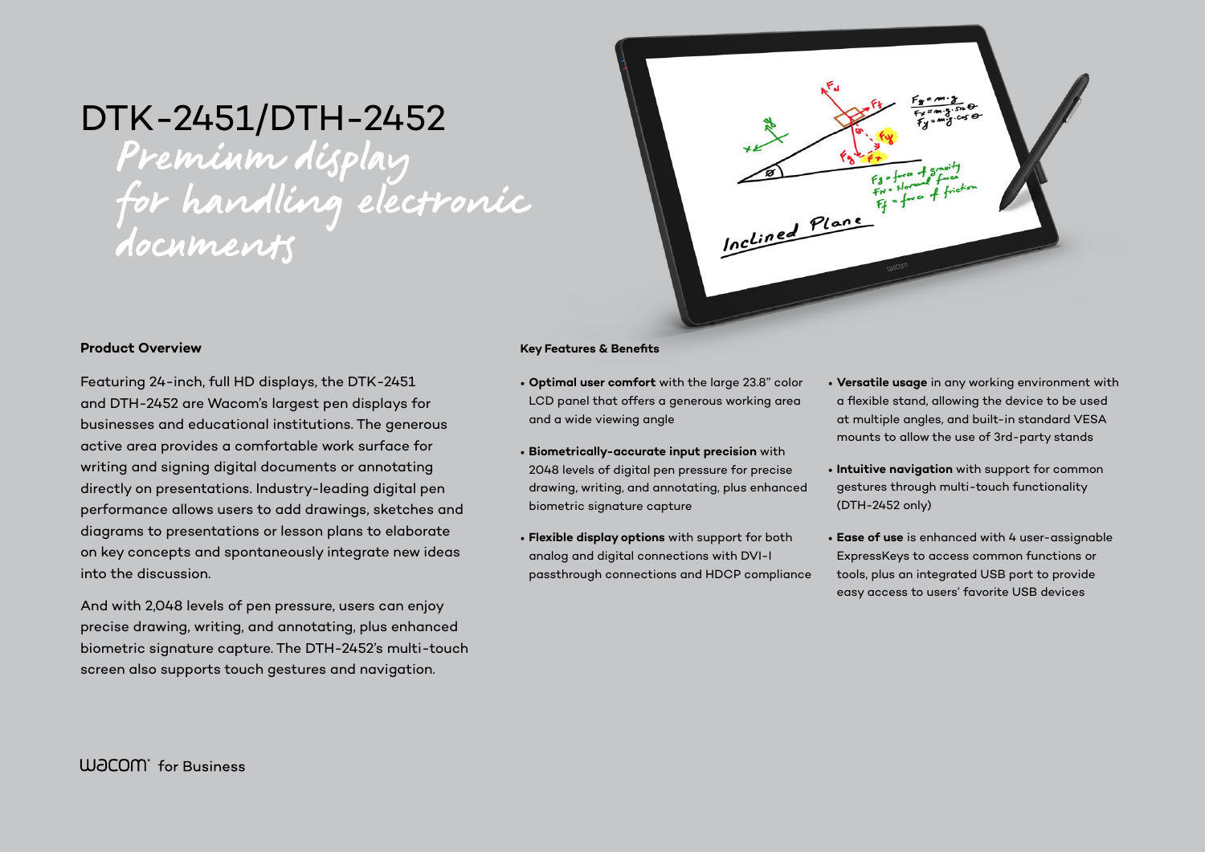# DTK-2451/DTH-2452

*Premium display for handling electronic documents*

## Product Overview

Featuring 24-inch, full HD displays, the DTK-2451 and DTH-2452 are Wacom's largest pen displays for businesses and educational institutions. The generous active area provides a comfortable work surface for writing and signing digital documents or annotating directly on presentations. Industry-leading digital pen performance allows users to add drawings, sketches and diagrams to presentations or lesson plans to elaborate on key concepts and spontaneously integrate new ideas into the discussion.

And with 2,048 levels of pen pressure, users can enjoy precise drawing, writing, and annotating, plus enhanced biometric signature capture. The DTH-2452's multi-touch screen also supports touch gestures and navigation.

## Key Features & Benefits

- **Optimal user comfort** with the large 23.8" color LCD panel that offers a generous working area and a wide viewing angle
- **Biometrically-accurate input precision** with 2048 levels of digital pen pressure for precise drawing, writing, and annotating, plus enhanced biometric signature capture
- **Flexible display options** with support for both analog and digital connections with DVI-I passthrough connections and HDCP compliance
- **Versatile usage** in any working environment with a flexible stand, allowing the device to be used at multiple angles, and built-in standard VESA mounts to allow the use of 3rd-party stands
- **Intuitive navigation** with support for common gestures through multi-touch functionality (DTH-2452 only)
- **Ease of use** is enhanced with 4 user-assignable ExpressKeys to access common functions or tools, plus an integrated USB port to provide easy access to users' favorite USB devices

wacom for Business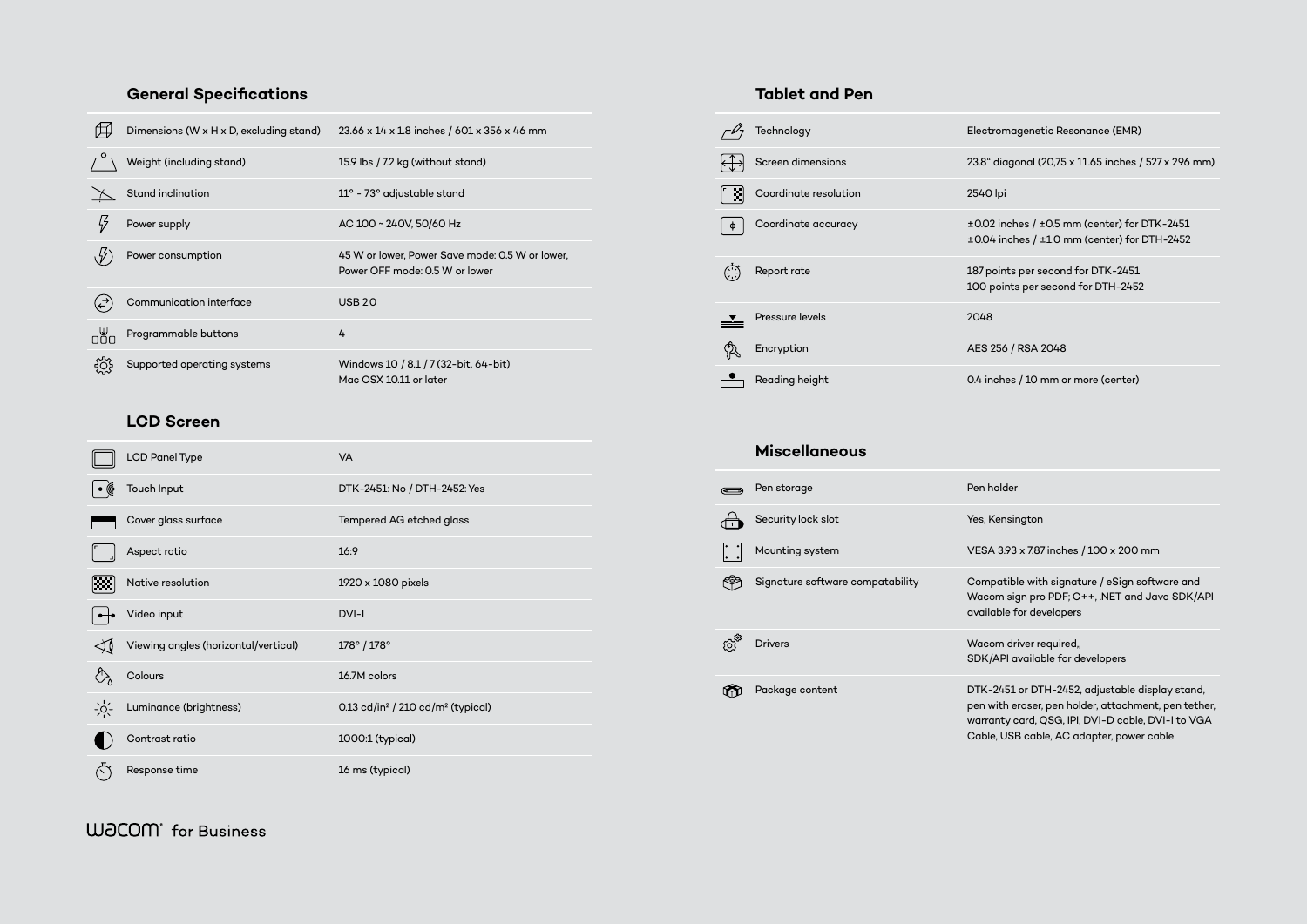## General Specifications

| | |
|---|---|
| Dimensions (W x H x D, excluding stand) | 23.66 x 14 x 1.8 inches / 601 x 356 x 46 mm |
| Weight (including stand) | 15.9 lbs / 7.2 kg (without stand) |
| Stand inclination | 11° - 73° adjustable stand |
| Power supply | AC 100 - 240V, 50/60 Hz |
| Power consumption | 45 W or lower, Power Save mode: 0.5 W or lower, Power OFF mode: 0.5 W or lower |
| Communication interface | USB 2.0 |
| Programmable buttons | 4 |
| Supported operating systems | Windows 10 / 8.1 / 7 (32-bit, 64-bit)<br>Mac OSX 10.11 or later |

## LCD Screen

| | |
|---|---|
| LCD Panel Type | VA |
| Touch Input | DTK-2451: No / DTH-2452: Yes |
| Cover glass surface | Tempered AG etched glass |
| Aspect ratio | 16:9 |
| Native resolution | 1920 x 1080 pixels |
| Video input | DVI-I |
| Viewing angles (horizontal/vertical) | 178° / 178° |
| Colours | 16.7M colors |
| Luminance (brightness) | 0.13 cd/in² / 210 cd/m² (typical) |
| Contrast ratio | 1000:1 (typical) |
| Response time | 16 ms (typical) |

## Tablet and Pen

| | |
|---|---|
| Technology | Electromagenetic Resonance (EMR) |
| Screen dimensions | 23.8" diagonal (20,75 x 11.65 inches / 527 x 296 mm) |
| Coordinate resolution | 2540 lpi |
| Coordinate accuracy | ±0.02 inches / ±0.5 mm (center) for DTK-2451<br>±0.04 inches / ±1.0 mm (center) for DTH-2452 |
| Report rate | 187 points per second for DTK-2451<br>100 points per second for DTH-2452 |
| Pressure levels | 2048 |
| Encryption | AES 256 / RSA 2048 |
| Reading height | 0.4 inches / 10 mm or more (center) |

## Miscellaneous

| | |
|---|---|
| Pen storage | Pen holder |
| Security lock slot | Yes, Kensington |
| Mounting system | VESA 3.93 x 7.87 inches / 100 x 200 mm |
| Signature software compatability | Compatible with signature / eSign software and Wacom sign pro PDF; C++, .NET and Java SDK/API available for developers |
| Drivers | Wacom driver required,,<br>SDK/API available for developers |
| Package content | DTK-2451 or DTH-2452, adjustable display stand, pen with eraser, pen holder, attachment, pen tether, warranty card, QSG, IPI, DVI-D cable, DVI-I to VGA Cable, USB cable, AC adapter, power cable |

wacom for Business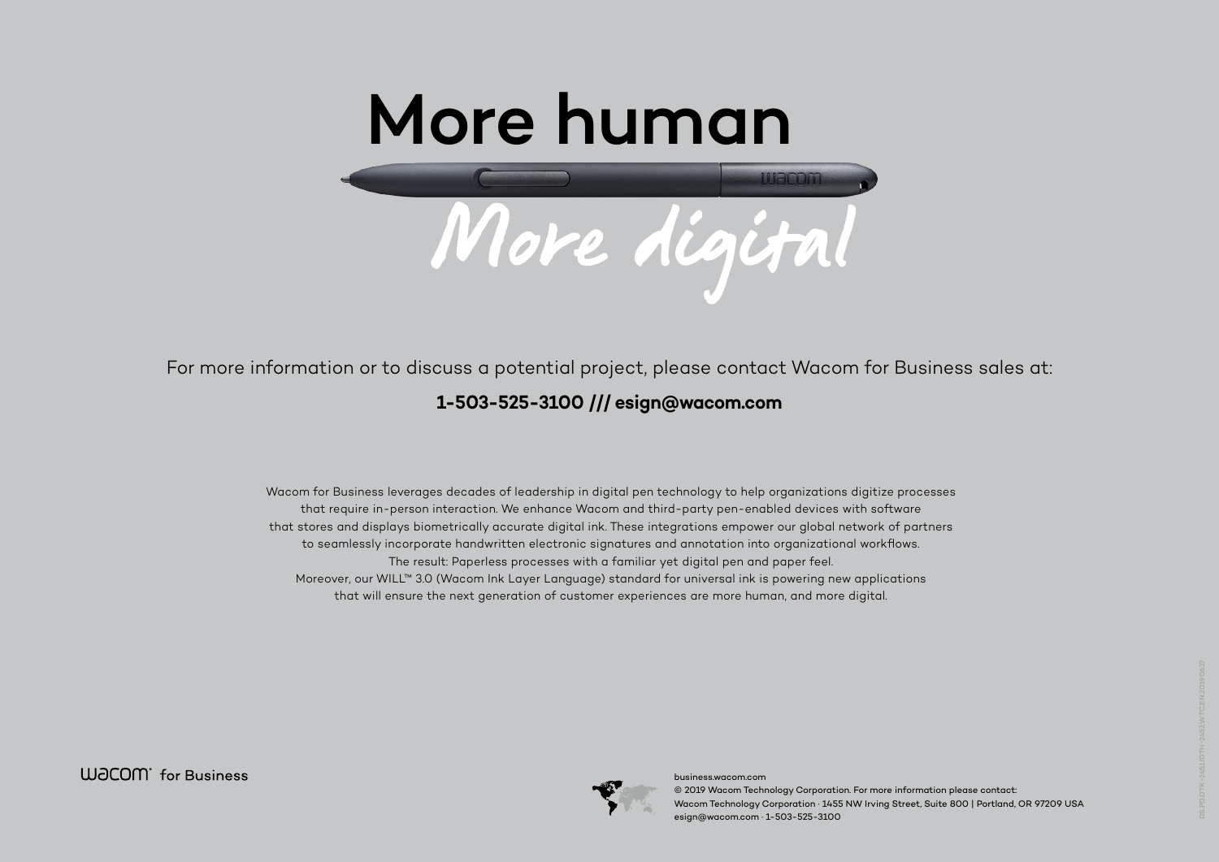# More human

*More digital*

For more information or to discuss a potential project, please contact Wacom for Business sales at:

**1-503-525-3100 /// esign@wacom.com**

Wacom for Business leverages decades of leadership in digital pen technology to help organizations digitize processes that require in-person interaction. We enhance Wacom and third-party pen-enabled devices with software that stores and displays biometrically accurate digital ink. These integrations empower our global network of partners to seamlessly incorporate handwritten electronic signatures and annotation into organizational workflows. The result: Paperless processes with a familiar yet digital pen and paper feel. Moreover, our WILL™ 3.0 (Wacom Ink Layer Language) standard for universal ink is powering new applications that will ensure the next generation of customer experiences are more human, and more digital.

wacom® for Business

business.wacom.com
© 2019 Wacom Technology Corporation. For more information please contact:
Wacom Technology Corporation · 1455 NW Irving Street, Suite 800 | Portland, OR 97209 USA
esign@wacom.com · 1-503-525-3100